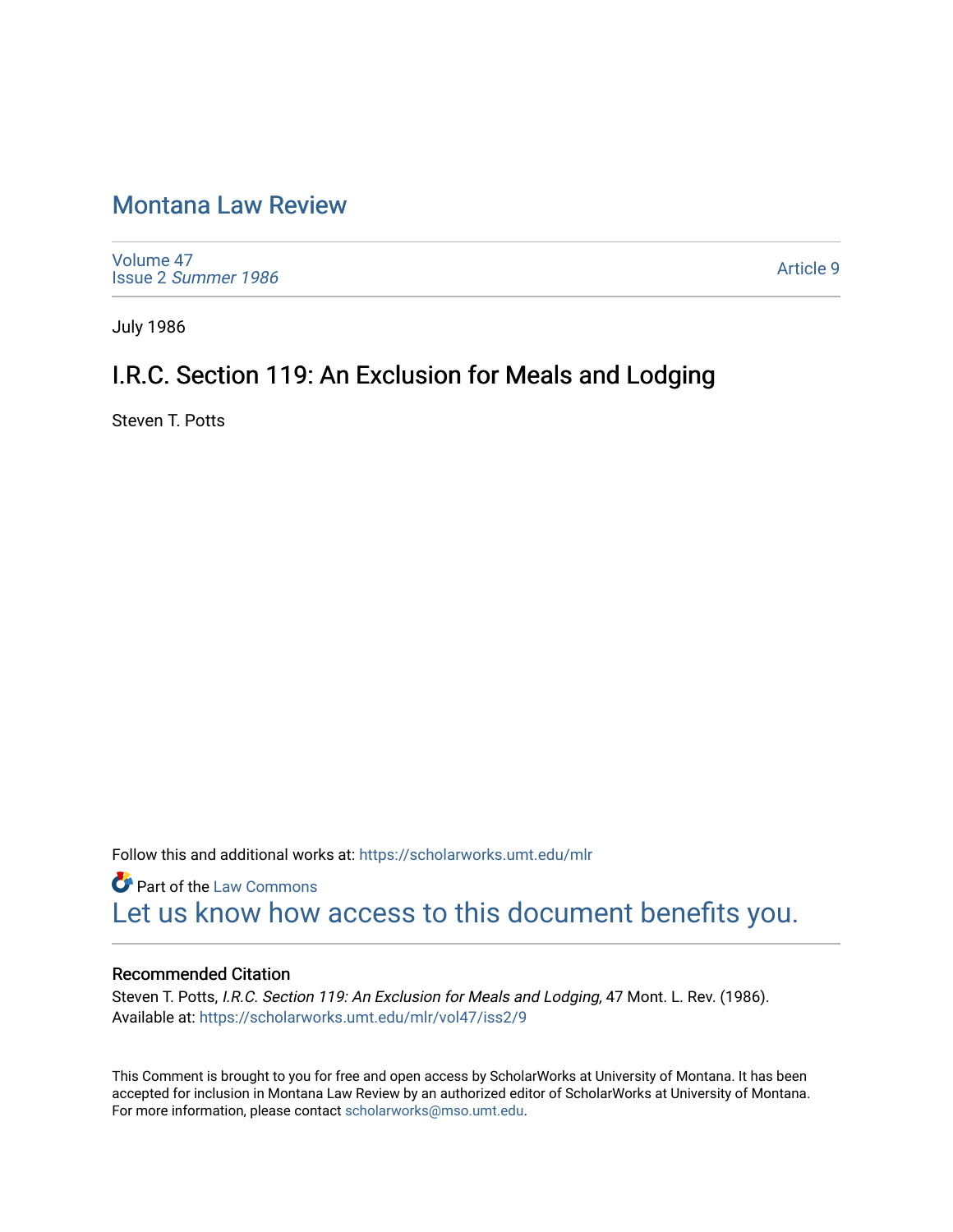# Montana Law Review

Volume 47
Issue 2 *Summer 1986*

Article 9

July 1986

## I.R.C. Section 119: An Exclusion for Meals and Lodging

Steven T. Potts

Follow this and additional works at: https://scholarworks.umt.edu/mlr

Part of the Law Commons

Let us know how access to this document benefits you.

### Recommended Citation

Steven T. Potts, *I.R.C. Section 119: An Exclusion for Meals and Lodging,* 47 Mont. L. Rev. (1986).
Available at: https://scholarworks.umt.edu/mlr/vol47/iss2/9

This Comment is brought to you for free and open access by ScholarWorks at University of Montana. It has been accepted for inclusion in Montana Law Review by an authorized editor of ScholarWorks at University of Montana. For more information, please contact scholarworks@mso.umt.edu.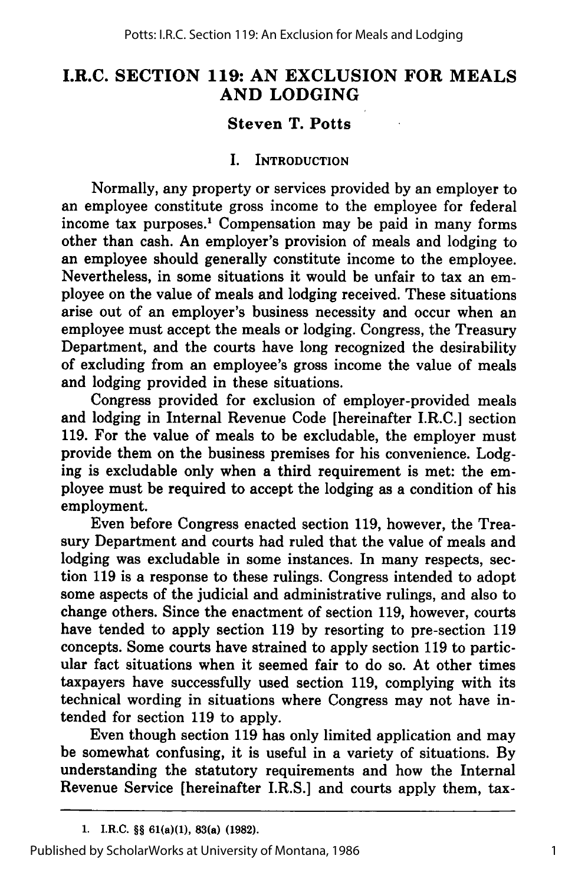# I.R.C. SECTION 119: AN EXCLUSION FOR MEALS AND LODGING

### Steven T. Potts

## I. Introduction

Normally, any property or services provided by an employer to an employee constitute gross income to the employee for federal income tax purposes.[1] Compensation may be paid in many forms other than cash. An employer's provision of meals and lodging to an employee should generally constitute income to the employee. Nevertheless, in some situations it would be unfair to tax an employee on the value of meals and lodging received. These situations arise out of an employer's business necessity and occur when an employee must accept the meals or lodging. Congress, the Treasury Department, and the courts have long recognized the desirability of excluding from an employee's gross income the value of meals and lodging provided in these situations.

Congress provided for exclusion of employer-provided meals and lodging in Internal Revenue Code [hereinafter I.R.C.] section 119. For the value of meals to be excludable, the employer must provide them on the business premises for his convenience. Lodging is excludable only when a third requirement is met: the employee must be required to accept the lodging as a condition of his employment.

Even before Congress enacted section 119, however, the Treasury Department and courts had ruled that the value of meals and lodging was excludable in some instances. In many respects, section 119 is a response to these rulings. Congress intended to adopt some aspects of the judicial and administrative rulings, and also to change others. Since the enactment of section 119, however, courts have tended to apply section 119 by resorting to pre-section 119 concepts. Some courts have strained to apply section 119 to particular fact situations when it seemed fair to do so. At other times taxpayers have successfully used section 119, complying with its technical wording in situations where Congress may not have intended for section 119 to apply.

Even though section 119 has only limited application and may be somewhat confusing, it is useful in a variety of situations. By understanding the statutory requirements and how the Internal Revenue Service [hereinafter I.R.S.] and courts apply them, tax-

1. I.R.C. §§ 61(a)(1), 83(a) (1982).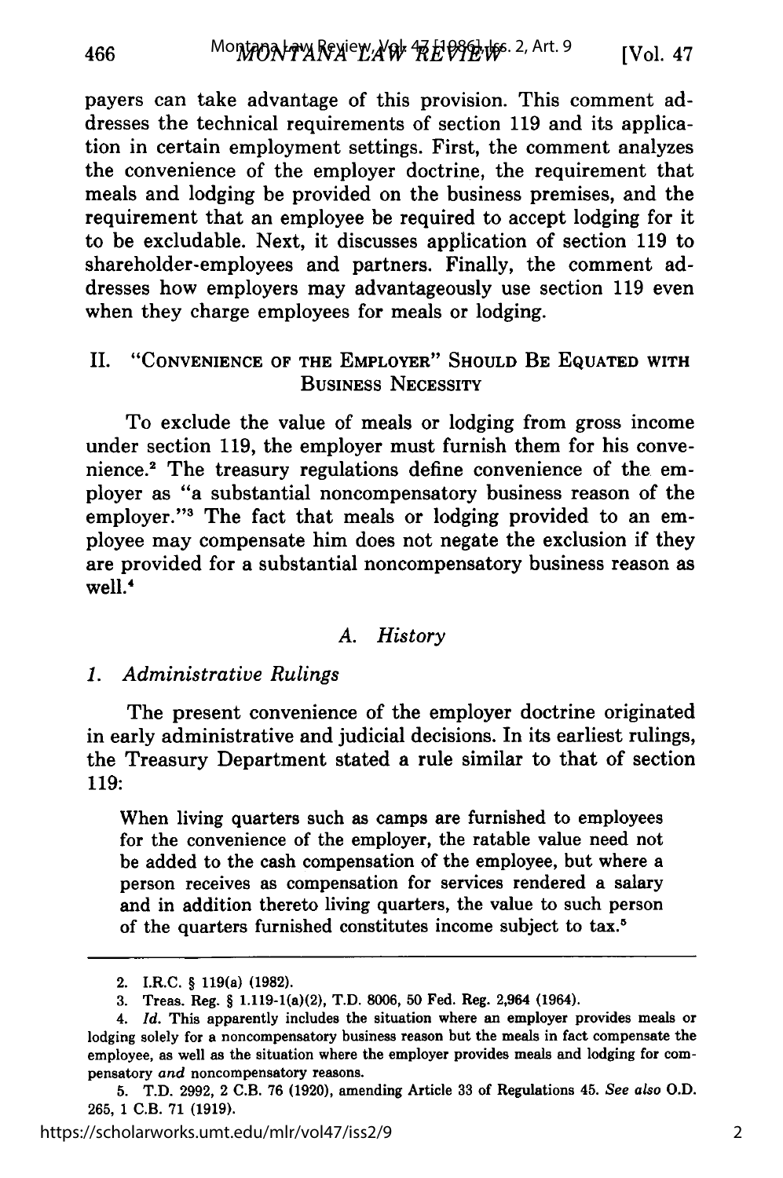payers can take advantage of this provision. This comment addresses the technical requirements of section 119 and its application in certain employment settings. First, the comment analyzes the convenience of the employer doctrine, the requirement that meals and lodging be provided on the business premises, and the requirement that an employee be required to accept lodging for it to be excludable. Next, it discusses application of section 119 to shareholder-employees and partners. Finally, the comment addresses how employers may advantageously use section 119 even when they charge employees for meals or lodging.

## II. "Convenience of the Employer" Should Be Equated with Business Necessity

To exclude the value of meals or lodging from gross income under section 119, the employer must furnish them for his convenience.[2] The treasury regulations define convenience of the employer as "a substantial noncompensatory business reason of the employer."[3] The fact that meals or lodging provided to an employee may compensate him does not negate the exclusion if they are provided for a substantial noncompensatory business reason as well.[4]

### A. History

#### 1. Administrative Rulings

The present convenience of the employer doctrine originated in early administrative and judicial decisions. In its earliest rulings, the Treasury Department stated a rule similar to that of section 119:

> When living quarters such as camps are furnished to employees for the convenience of the employer, the ratable value need not be added to the cash compensation of the employee, but where a person receives as compensation for services rendered a salary and in addition thereto living quarters, the value to such person of the quarters furnished constitutes income subject to tax.[5]

---

2. I.R.C. § 119(a) (1982).

3. Treas. Reg. § 1.119-1(a)(2), T.D. 8006, 50 Fed. Reg. 2,964 (1964).

4. *Id.* This apparently includes the situation where an employer provides meals or lodging solely for a noncompensatory business reason but the meals in fact compensate the employee, as well as the situation where the employer provides meals and lodging for compensatory *and* noncompensatory reasons.

5. T.D. 2992, 2 C.B. 76 (1920), amending Article 33 of Regulations 45. *See also* O.D. 265, 1 C.B. 71 (1919).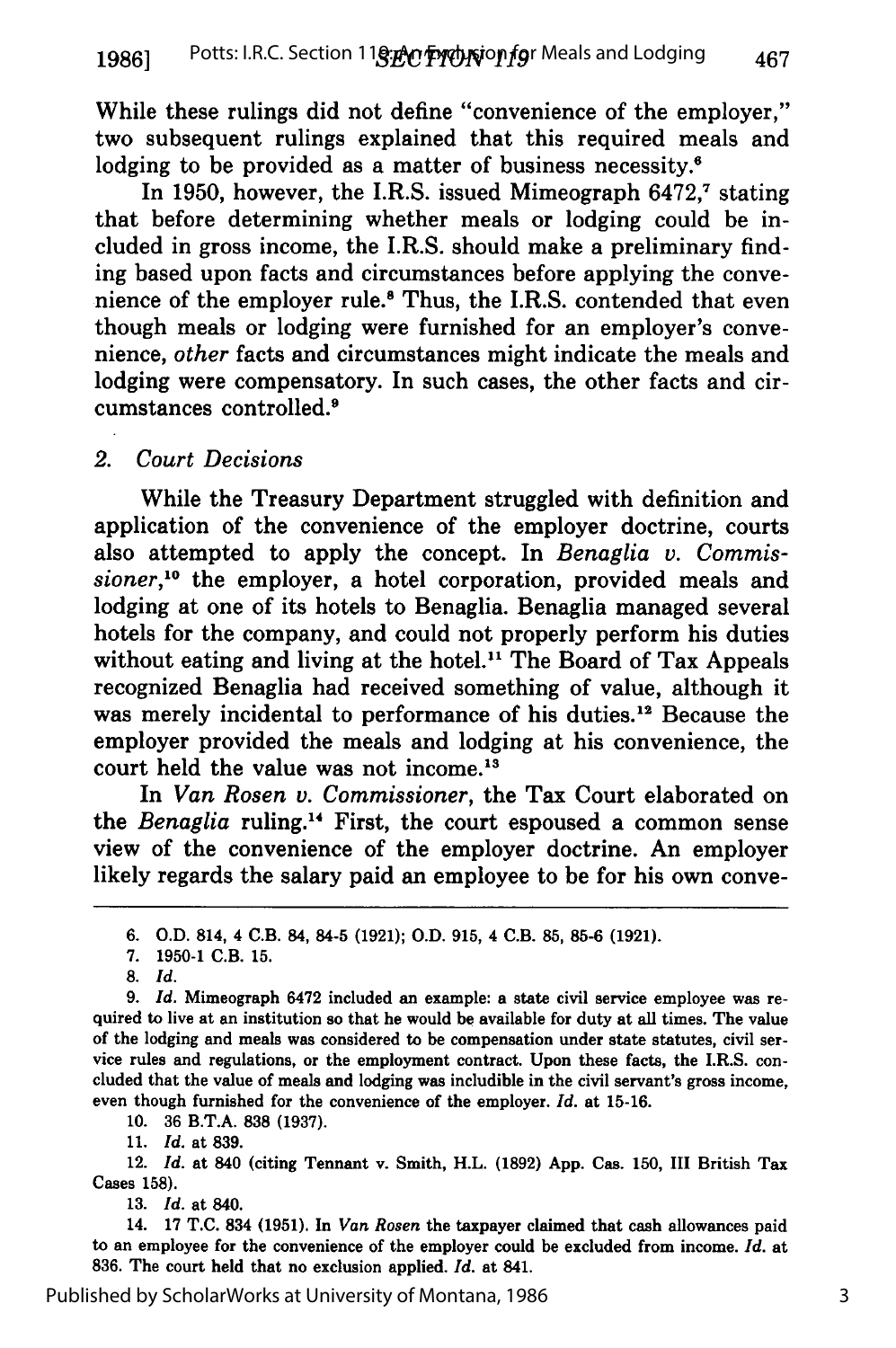While these rulings did not define "convenience of the employer," two subsequent rulings explained that this required meals and lodging to be provided as a matter of business necessity.[6]

In 1950, however, the I.R.S. issued Mimeograph 6472,[7] stating that before determining whether meals or lodging could be included in gross income, the I.R.S. should make a preliminary finding based upon facts and circumstances before applying the convenience of the employer rule.[8] Thus, the I.R.S. contended that even though meals or lodging were furnished for an employer's convenience, *other* facts and circumstances might indicate the meals and lodging were compensatory. In such cases, the other facts and circumstances controlled.[9]

### 2. *Court Decisions*

While the Treasury Department struggled with definition and application of the convenience of the employer doctrine, courts also attempted to apply the concept. In *Benaglia v. Commissioner*,[10] the employer, a hotel corporation, provided meals and lodging at one of its hotels to Benaglia. Benaglia managed several hotels for the company, and could not properly perform his duties without eating and living at the hotel.[11] The Board of Tax Appeals recognized Benaglia had received something of value, although it was merely incidental to performance of his duties.[12] Because the employer provided the meals and lodging at his convenience, the court held the value was not income.[13]

In *Van Rosen v. Commissioner*, the Tax Court elaborated on the *Benaglia* ruling.[14] First, the court espoused a common sense view of the convenience of the employer doctrine. An employer likely regards the salary paid an employee to be for his own conve-

---

6. O.D. 814, 4 C.B. 84, 84-5 (1921); O.D. 915, 4 C.B. 85, 85-6 (1921).

7. 1950-1 C.B. 15.

8. *Id.*

9. *Id.* Mimeograph 6472 included an example: a state civil service employee was required to live at an institution so that he would be available for duty at all times. The value of the lodging and meals was considered to be compensation under state statutes, civil service rules and regulations, or the employment contract. Upon these facts, the I.R.S. concluded that the value of meals and lodging was includible in the civil servant's gross income, even though furnished for the convenience of the employer. *Id.* at 15-16.

10. 36 B.T.A. 838 (1937).

11. *Id.* at 839.

12. *Id.* at 840 (citing Tennant v. Smith, H.L. (1892) App. Cas. 150, III British Tax Cases 158).

13. *Id.* at 840.

14. 17 T.C. 834 (1951). In *Van Rosen* the taxpayer claimed that cash allowances paid to an employee for the convenience of the employer could be excluded from income. *Id.* at 836. The court held that no exclusion applied. *Id.* at 841.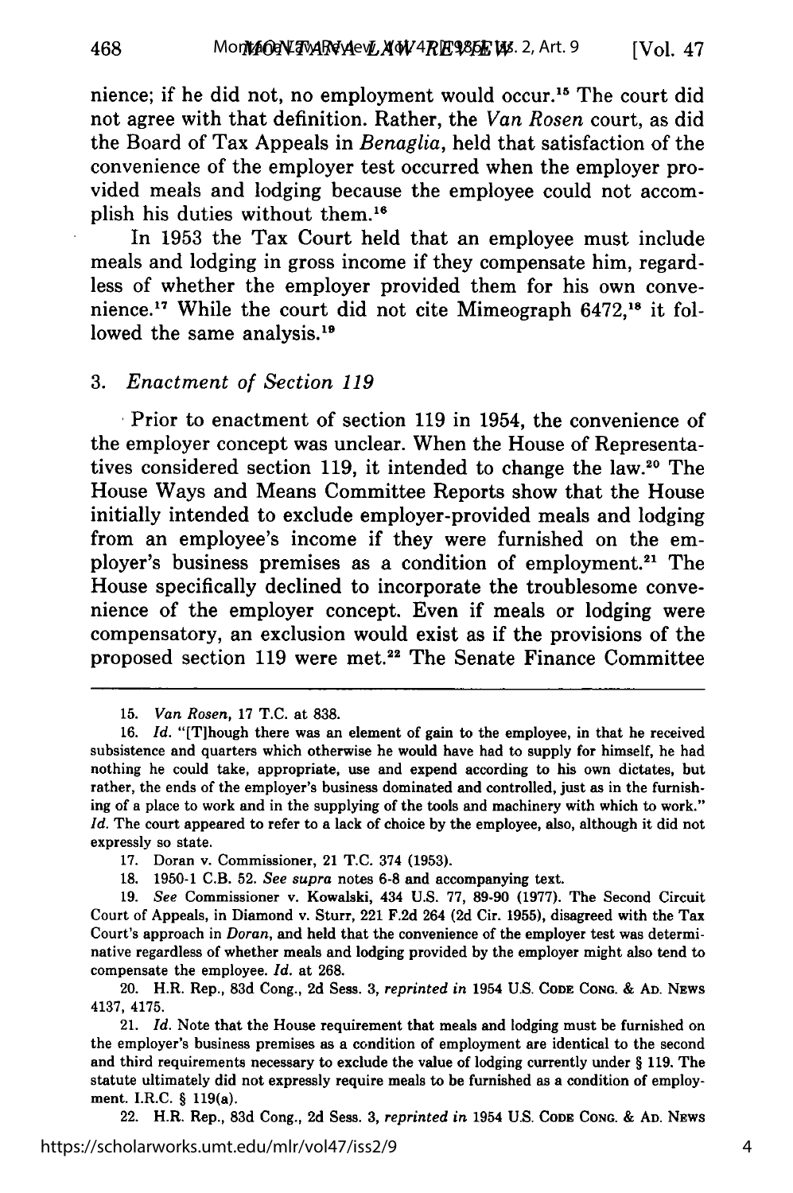nience; if he did not, no employment would occur.[15] The court did not agree with that definition. Rather, the *Van Rosen* court, as did the Board of Tax Appeals in *Benaglia*, held that satisfaction of the convenience of the employer test occurred when the employer provided meals and lodging because the employee could not accomplish his duties without them.[16]

In 1953 the Tax Court held that an employee must include meals and lodging in gross income if they compensate him, regardless of whether the employer provided them for his own convenience.[17] While the court did not cite Mimeograph 6472,[18] it followed the same analysis.[19]

### 3. *Enactment of Section 119*

Prior to enactment of section 119 in 1954, the convenience of the employer concept was unclear. When the House of Representatives considered section 119, it intended to change the law.[20] The House Ways and Means Committee Reports show that the House initially intended to exclude employer-provided meals and lodging from an employee's income if they were furnished on the employer's business premises as a condition of employment.[21] The House specifically declined to incorporate the troublesome convenience of the employer concept. Even if meals or lodging were compensatory, an exclusion would exist as if the provisions of the proposed section 119 were met.[22] The Senate Finance Committee

---

15. *Van Rosen*, 17 T.C. at 838.

16. *Id.* "[T]hough there was an element of gain to the employee, in that he received subsistence and quarters which otherwise he would have had to supply for himself, he had nothing he could take, appropriate, use and expend according to his own dictates, but rather, the ends of the employer's business dominated and controlled, just as in the furnishing of a place to work and in the supplying of the tools and machinery with which to work." *Id.* The court appeared to refer to a lack of choice by the employee, also, although it did not expressly so state.

17. Doran v. Commissioner, 21 T.C. 374 (1953).

18. 1950-1 C.B. 52. *See supra* notes 6-8 and accompanying text.

19. *See* Commissioner v. Kowalski, 434 U.S. 77, 89-90 (1977). The Second Circuit Court of Appeals, in Diamond v. Sturr, 221 F.2d 264 (2d Cir. 1955), disagreed with the Tax Court's approach in *Doran*, and held that the convenience of the employer test was determinative regardless of whether meals and lodging provided by the employer might also tend to compensate the employee. *Id.* at 268.

20. H.R. Rep., 83d Cong., 2d Sess. 3, *reprinted in* 1954 U.S. CODE CONG. & AD. NEWS 4137, 4175.

21. *Id.* Note that the House requirement that meals and lodging must be furnished on the employer's business premises as a condition of employment are identical to the second and third requirements necessary to exclude the value of lodging currently under § 119. The statute ultimately did not expressly require meals to be furnished as a condition of employment. I.R.C. § 119(a).

22. H.R. Rep., 83d Cong., 2d Sess. 3, *reprinted in* 1954 U.S. CODE CONG. & AD. NEWS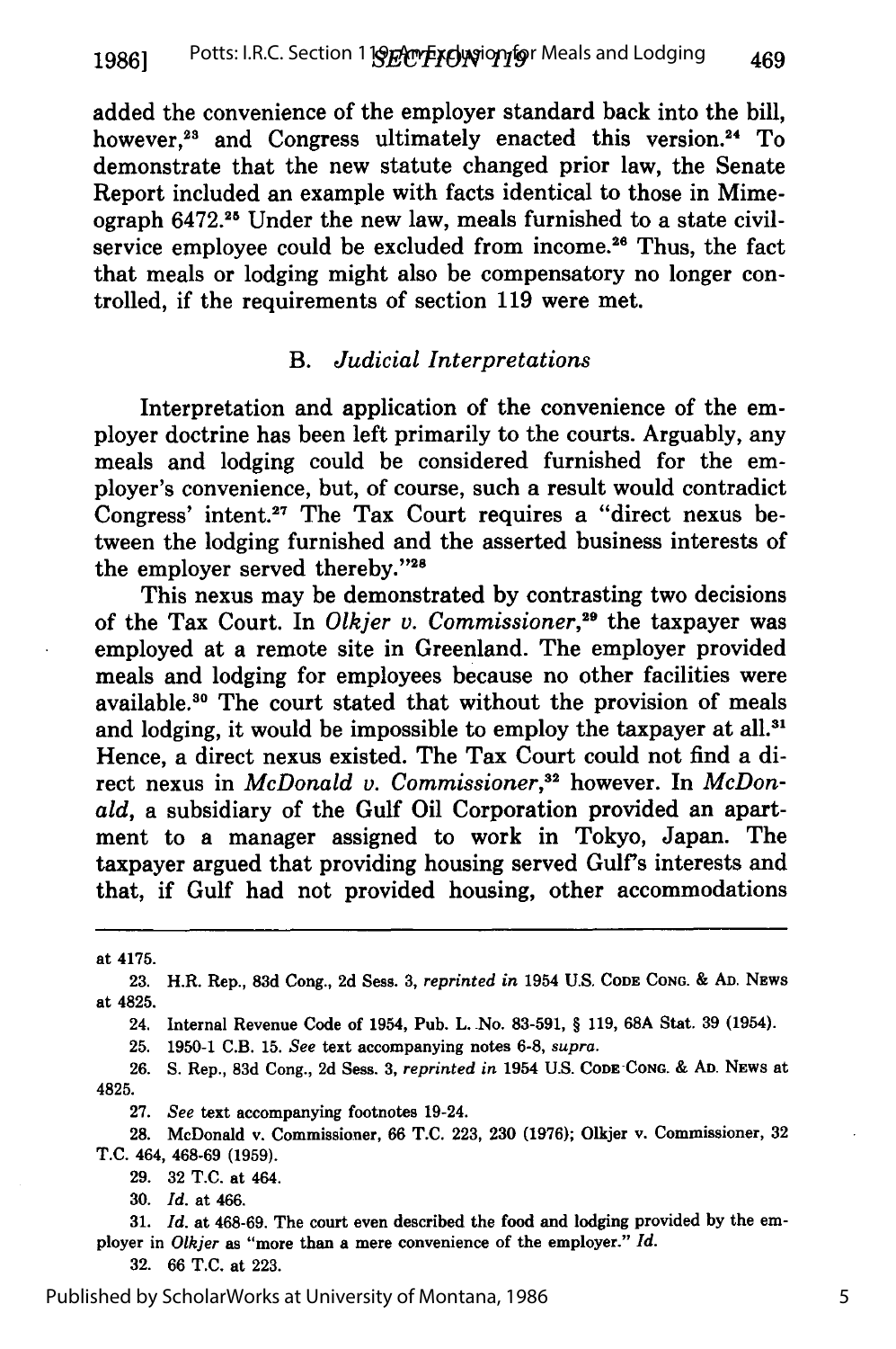added the convenience of the employer standard back into the bill, however,[23] and Congress ultimately enacted this version.[24] To demonstrate that the new statute changed prior law, the Senate Report included an example with facts identical to those in Mimeograph 6472.[25] Under the new law, meals furnished to a state civil-service employee could be excluded from income.[26] Thus, the fact that meals or lodging might also be compensatory no longer controlled, if the requirements of section 119 were met.

### B. *Judicial Interpretations*

Interpretation and application of the convenience of the employer doctrine has been left primarily to the courts. Arguably, any meals and lodging could be considered furnished for the employer's convenience, but, of course, such a result would contradict Congress' intent.[27] The Tax Court requires a "direct nexus between the lodging furnished and the asserted business interests of the employer served thereby."[28]

This nexus may be demonstrated by contrasting two decisions of the Tax Court. In *Olkjer v. Commissioner*,[29] the taxpayer was employed at a remote site in Greenland. The employer provided meals and lodging for employees because no other facilities were available.[30] The court stated that without the provision of meals and lodging, it would be impossible to employ the taxpayer at all.[31] Hence, a direct nexus existed. The Tax Court could not find a direct nexus in *McDonald v. Commissioner*,[32] however. In *McDonald*, a subsidiary of the Gulf Oil Corporation provided an apartment to a manager assigned to work in Tokyo, Japan. The taxpayer argued that providing housing served Gulf's interests and that, if Gulf had not provided housing, other accommodations

---

at 4175.

23. H.R. Rep., 83d Cong., 2d Sess. 3, *reprinted in* 1954 U.S. CODE CONG. & AD. NEWS at 4825.

24. Internal Revenue Code of 1954, Pub. L. No. 83-591, § 119, 68A Stat. 39 (1954).

25. 1950-1 C.B. 15. *See* text accompanying notes 6-8, *supra*.

26. S. Rep., 83d Cong., 2d Sess. 3, *reprinted in* 1954 U.S. CODE CONG. & AD. NEWS at 4825.

27. *See* text accompanying footnotes 19-24.

28. McDonald v. Commissioner, 66 T.C. 223, 230 (1976); Olkjer v. Commissioner, 32 T.C. 464, 468-69 (1959).

29. 32 T.C. at 464.

30. *Id.* at 466.

31. *Id.* at 468-69. The court even described the food and lodging provided by the employer in *Olkjer* as "more than a mere convenience of the employer." *Id.*

32. 66 T.C. at 223.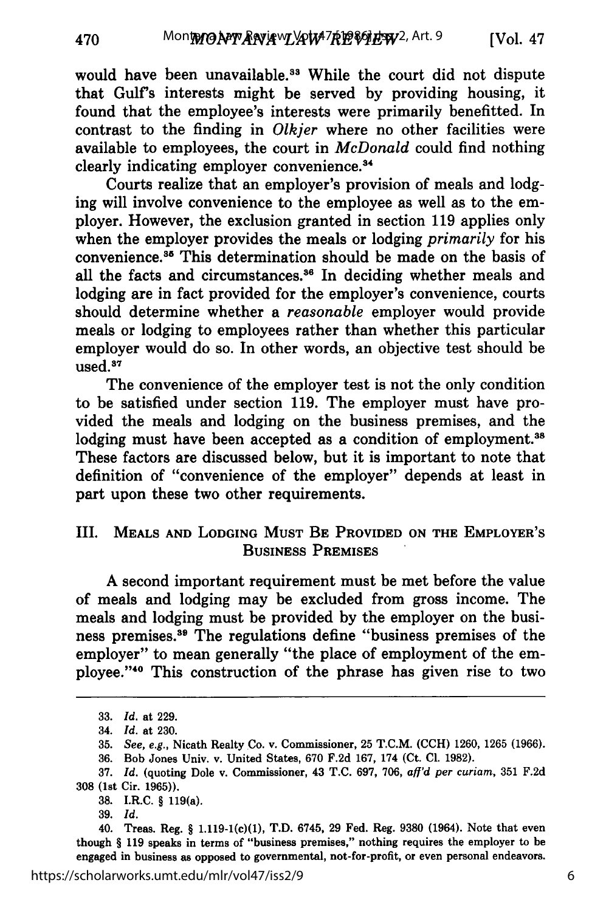would have been unavailable.[33] While the court did not dispute that Gulf's interests might be served by providing housing, it found that the employee's interests were primarily benefitted. In contrast to the finding in *Olkjer* where no other facilities were available to employees, the court in *McDonald* could find nothing clearly indicating employer convenience.[34]

Courts realize that an employer's provision of meals and lodging will involve convenience to the employee as well as to the employer. However, the exclusion granted in section 119 applies only when the employer provides the meals or lodging *primarily* for his convenience.[35] This determination should be made on the basis of all the facts and circumstances.[36] In deciding whether meals and lodging are in fact provided for the employer's convenience, courts should determine whether a *reasonable* employer would provide meals or lodging to employees rather than whether this particular employer would do so. In other words, an objective test should be used.[37]

The convenience of the employer test is not the only condition to be satisfied under section 119. The employer must have provided the meals and lodging on the business premises, and the lodging must have been accepted as a condition of employment.[38] These factors are discussed below, but it is important to note that definition of "convenience of the employer" depends at least in part upon these two other requirements.

## III. Meals and Lodging Must Be Provided on the Employer's Business Premises

A second important requirement must be met before the value of meals and lodging may be excluded from gross income. The meals and lodging must be provided by the employer on the business premises.[39] The regulations define "business premises of the employer" to mean generally "the place of employment of the employee."[40] This construction of the phrase has given rise to two

---

33. *Id.* at 229.

34. *Id.* at 230.

35. *See, e.g.,* Nicath Realty Co. v. Commissioner, 25 T.C.M. (CCH) 1260, 1265 (1966).

36. Bob Jones Univ. v. United States, 670 F.2d 167, 174 (Ct. Cl. 1982).

37. *Id.* (quoting Dole v. Commissioner, 43 T.C. 697, 706, *aff'd per curiam*, 351 F.2d 308 (1st Cir. 1965)).

38. I.R.C. § 119(a).

39. *Id.*

40. Treas. Reg. § 1.119-1(c)(1), T.D. 6745, 29 Fed. Reg. 9380 (1964). Note that even though § 119 speaks in terms of "business premises," nothing requires the employer to be engaged in business as opposed to governmental, not-for-profit, or even personal endeavors.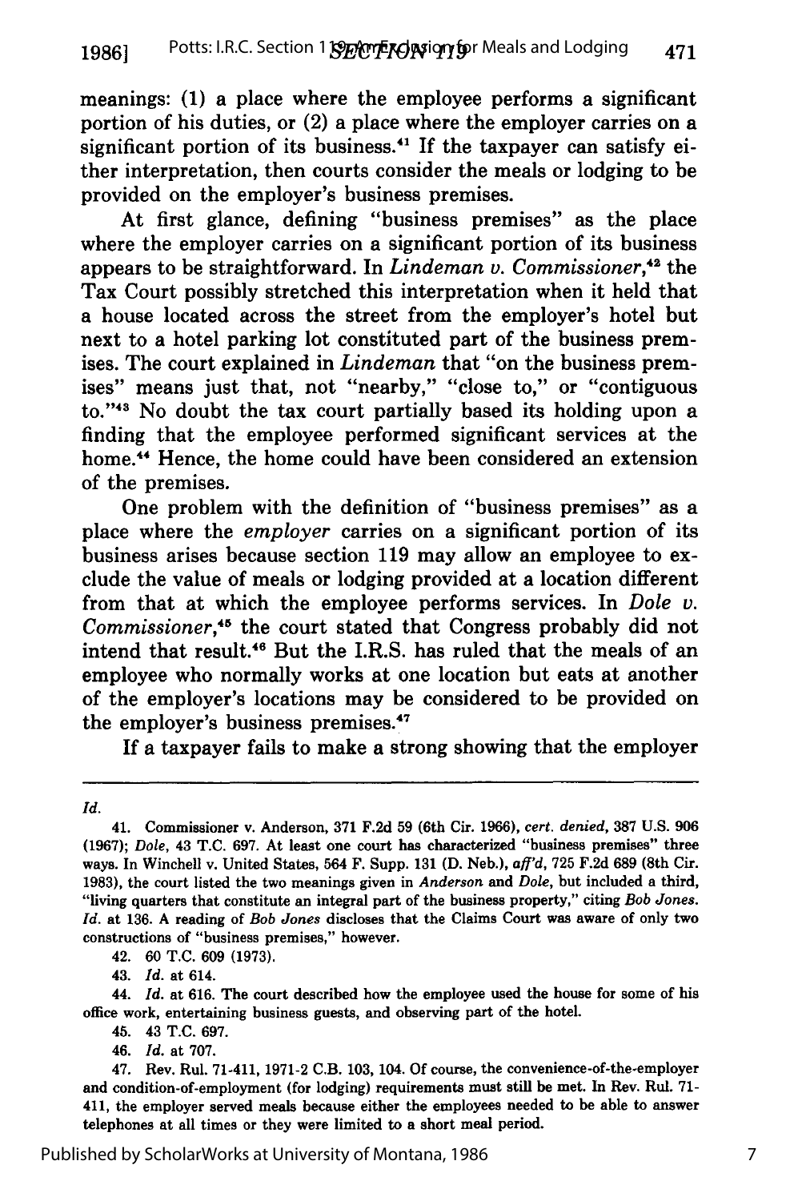meanings: (1) a place where the employee performs a significant portion of his duties, or (2) a place where the employer carries on a significant portion of its business.[41] If the taxpayer can satisfy either interpretation, then courts consider the meals or lodging to be provided on the employer's business premises.

At first glance, defining "business premises" as the place where the employer carries on a significant portion of its business appears to be straightforward. In *Lindeman v. Commissioner*,[42] the Tax Court possibly stretched this interpretation when it held that a house located across the street from the employer's hotel but next to a hotel parking lot constituted part of the business premises. The court explained in *Lindeman* that "on the business premises" means just that, not "nearby," "close to," or "contiguous to."[43] No doubt the tax court partially based its holding upon a finding that the employee performed significant services at the home.[44] Hence, the home could have been considered an extension of the premises.

One problem with the definition of "business premises" as a place where the *employer* carries on a significant portion of its business arises because section 119 may allow an employee to exclude the value of meals or lodging provided at a location different from that at which the employee performs services. In *Dole v. Commissioner*,[45] the court stated that Congress probably did not intend that result.[46] But the I.R.S. has ruled that the meals of an employee who normally works at one location but eats at another of the employer's locations may be considered to be provided on the employer's business premises.[47]

If a taxpayer fails to make a strong showing that the employer

---

*Id.*

41. Commissioner v. Anderson, 371 F.2d 59 (6th Cir. 1966), *cert. denied*, 387 U.S. 906 (1967); *Dole*, 43 T.C. 697. At least one court has characterized "business premises" three ways. In Winchell v. United States, 564 F. Supp. 131 (D. Neb.), *aff'd*, 725 F.2d 689 (8th Cir. 1983), the court listed the two meanings given in *Anderson* and *Dole*, but included a third, "living quarters that constitute an integral part of the business property," citing *Bob Jones*. *Id.* at 136. A reading of *Bob Jones* discloses that the Claims Court was aware of only two constructions of "business premises," however.

42. 60 T.C. 609 (1973).

43. *Id.* at 614.

44. *Id.* at 616. The court described how the employee used the house for some of his office work, entertaining business guests, and observing part of the hotel.

45. 43 T.C. 697.

46. *Id.* at 707.

47. Rev. Rul. 71-411, 1971-2 C.B. 103, 104. Of course, the convenience-of-the-employer and condition-of-employment (for lodging) requirements must still be met. In Rev. Rul. 71-411, the employer served meals because either the employees needed to be able to answer telephones at all times or they were limited to a short meal period.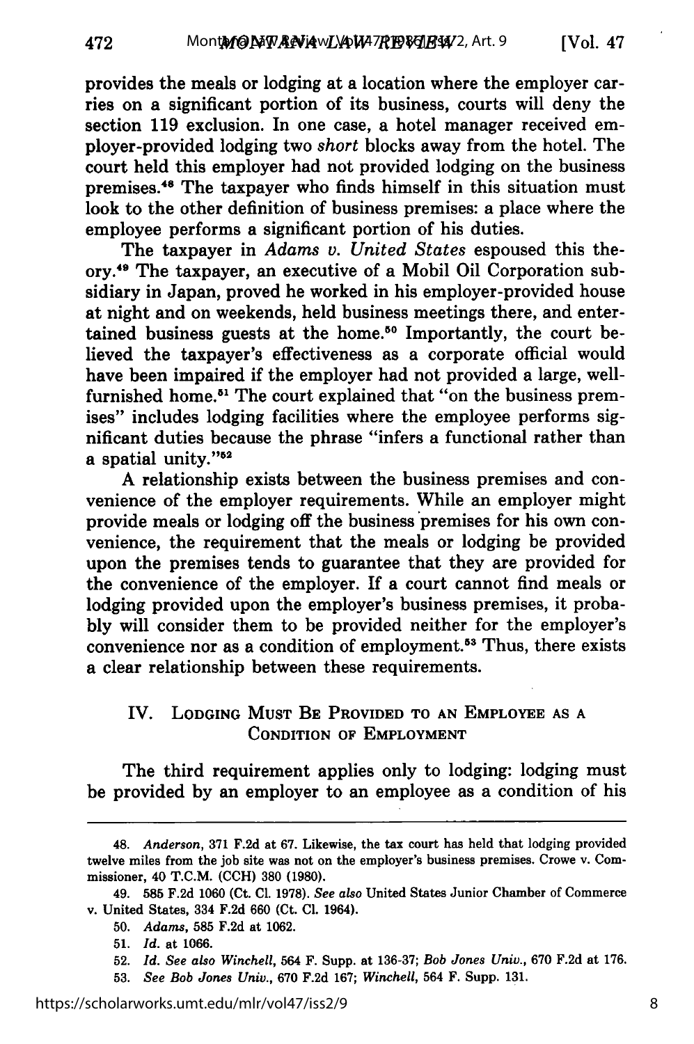provides the meals or lodging at a location where the employer carries on a significant portion of its business, courts will deny the section 119 exclusion. In one case, a hotel manager received employer-provided lodging two *short* blocks away from the hotel. The court held this employer had not provided lodging on the business premises.[48] The taxpayer who finds himself in this situation must look to the other definition of business premises: a place where the employee performs a significant portion of his duties.

The taxpayer in *Adams v. United States* espoused this theory.[49] The taxpayer, an executive of a Mobil Oil Corporation subsidiary in Japan, proved he worked in his employer-provided house at night and on weekends, held business meetings there, and entertained business guests at the home.[50] Importantly, the court believed the taxpayer's effectiveness as a corporate official would have been impaired if the employer had not provided a large, well-furnished home.[51] The court explained that "on the business premises" includes lodging facilities where the employee performs significant duties because the phrase "infers a functional rather than a spatial unity."[52]

A relationship exists between the business premises and convenience of the employer requirements. While an employer might provide meals or lodging off the business premises for his own convenience, the requirement that the meals or lodging be provided upon the premises tends to guarantee that they are provided for the convenience of the employer. If a court cannot find meals or lodging provided upon the employer's business premises, it probably will consider them to be provided neither for the employer's convenience nor as a condition of employment.[53] Thus, there exists a clear relationship between these requirements.

## IV. Lodging Must Be Provided to an Employee as a Condition of Employment

The third requirement applies only to lodging: lodging must be provided by an employer to an employee as a condition of his

---

48. *Anderson*, 371 F.2d at 67. Likewise, the tax court has held that lodging provided twelve miles from the job site was not on the employer's business premises. Crowe v. Commissioner, 40 T.C.M. (CCH) 380 (1980).

49. 585 F.2d 1060 (Ct. Cl. 1978). *See also* United States Junior Chamber of Commerce v. United States, 334 F.2d 660 (Ct. Cl. 1964).

50. *Adams*, 585 F.2d at 1062.

51. *Id.* at 1066.

52. *Id. See also Winchell*, 564 F. Supp. at 136-37; *Bob Jones Univ.*, 670 F.2d at 176.

53. *See Bob Jones Univ.*, 670 F.2d 167; *Winchell*, 564 F. Supp. 131.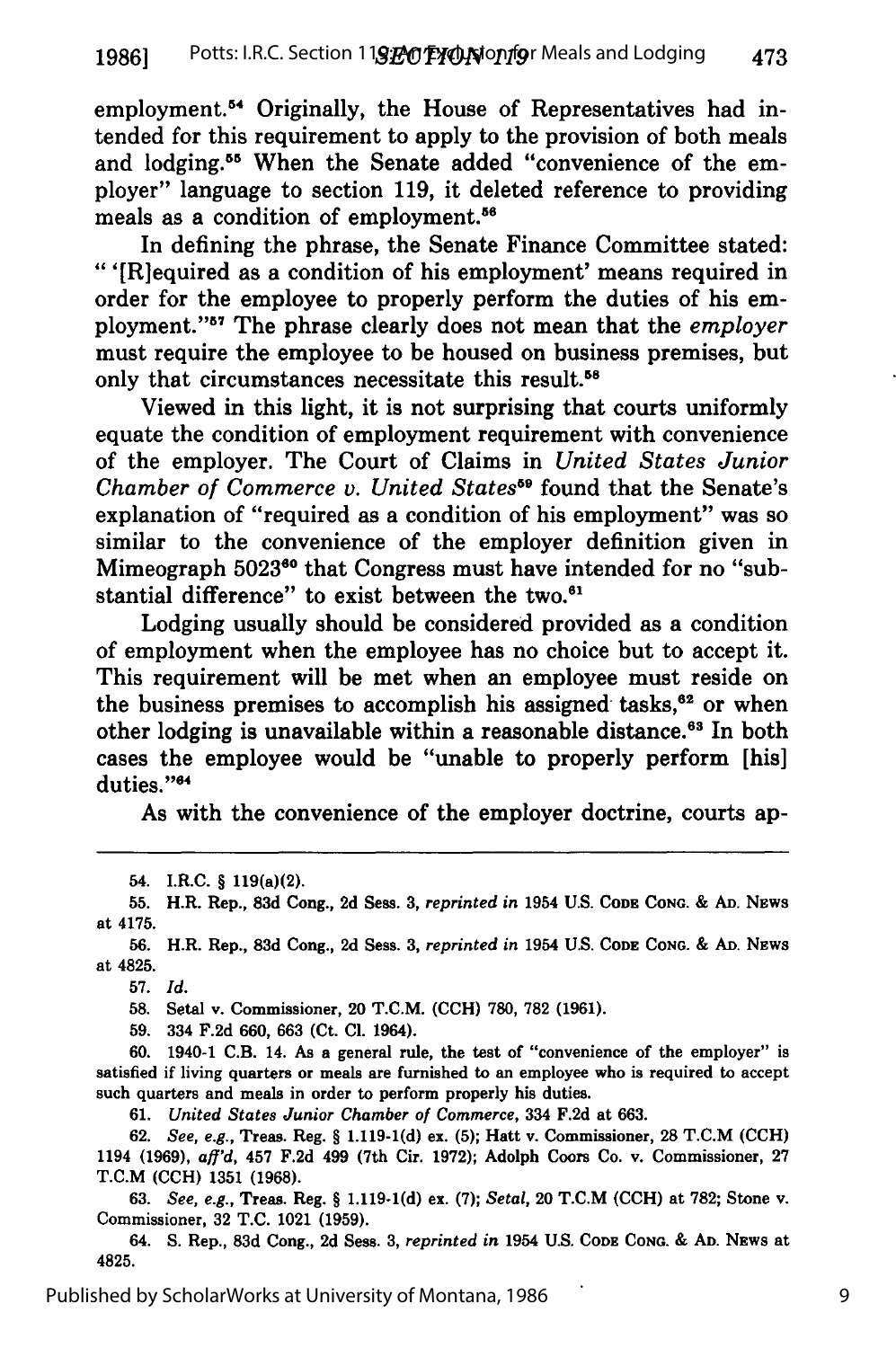employment.[54] Originally, the House of Representatives had intended for this requirement to apply to the provision of both meals and lodging.[55] When the Senate added "convenience of the employer" language to section 119, it deleted reference to providing meals as a condition of employment.[56]

In defining the phrase, the Senate Finance Committee stated: " '[R]equired as a condition of his employment' means required in order for the employee to properly perform the duties of his employment."[57] The phrase clearly does not mean that the *employer* must require the employee to be housed on business premises, but only that circumstances necessitate this result.[58]

Viewed in this light, it is not surprising that courts uniformly equate the condition of employment requirement with convenience of the employer. The Court of Claims in *United States Junior Chamber of Commerce v. United States*[59] found that the Senate's explanation of "required as a condition of his employment" was so similar to the convenience of the employer definition given in Mimeograph 5023[60] that Congress must have intended for no "substantial difference" to exist between the two.[61]

Lodging usually should be considered provided as a condition of employment when the employee has no choice but to accept it. This requirement will be met when an employee must reside on the business premises to accomplish his assigned tasks,[62] or when other lodging is unavailable within a reasonable distance.[63] In both cases the employee would be "unable to properly perform [his] duties."[64]

As with the convenience of the employer doctrine, courts ap-

---

54. I.R.C. § 119(a)(2).

55. H.R. Rep., 83d Cong., 2d Sess. 3, *reprinted in* 1954 U.S. CODE CONG. & AD. NEWS at 4175.

56. H.R. Rep., 83d Cong., 2d Sess. 3, *reprinted in* 1954 U.S. CODE CONG. & AD. NEWS at 4825.

57. *Id.*

58. Setal v. Commissioner, 20 T.C.M. (CCH) 780, 782 (1961).

59. 334 F.2d 660, 663 (Ct. Cl. 1964).

60. 1940-1 C.B. 14. As a general rule, the test of "convenience of the employer" is satisfied if living quarters or meals are furnished to an employee who is required to accept such quarters and meals in order to perform properly his duties.

61. *United States Junior Chamber of Commerce*, 334 F.2d at 663.

62. *See, e.g.*, Treas. Reg. § 1.119-1(d) ex. (5); Hatt v. Commissioner, 28 T.C.M (CCH) 1194 (1969), *aff'd*, 457 F.2d 499 (7th Cir. 1972); Adolph Coors Co. v. Commissioner, 27 T.C.M (CCH) 1351 (1968).

63. *See, e.g.*, Treas. Reg. § 1.119-1(d) ex. (7); *Setal*, 20 T.C.M (CCH) at 782; Stone v. Commissioner, 32 T.C. 1021 (1959).

64. S. Rep., 83d Cong., 2d Sess. 3, *reprinted in* 1954 U.S. CODE CONG. & AD. NEWS at 4825.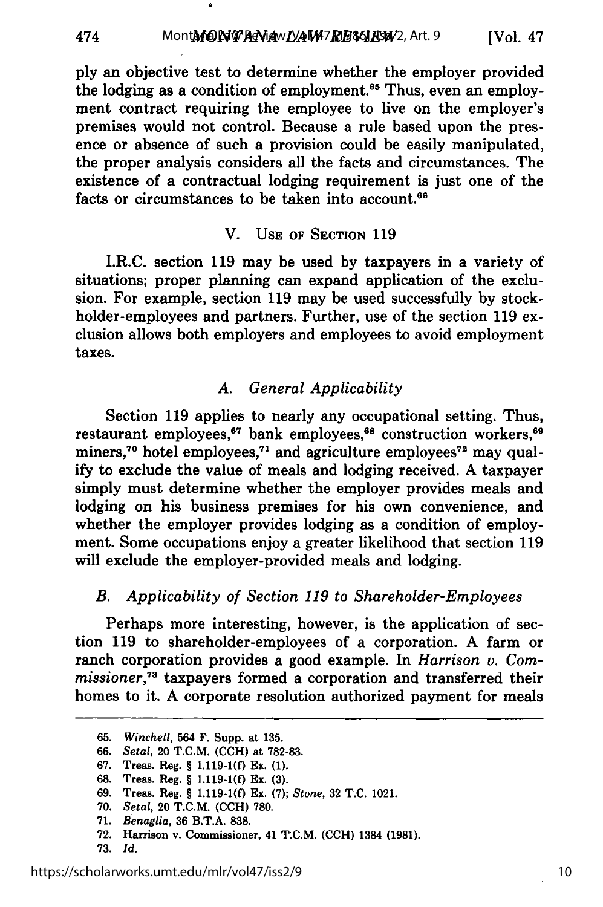ply an objective test to determine whether the employer provided the lodging as a condition of employment.[65] Thus, even an employment contract requiring the employee to live on the employer's premises would not control. Because a rule based upon the presence or absence of such a provision could be easily manipulated, the proper analysis considers all the facts and circumstances. The existence of a contractual lodging requirement is just one of the facts or circumstances to be taken into account.[66]

## V. Use of Section 119

I.R.C. section 119 may be used by taxpayers in a variety of situations; proper planning can expand application of the exclusion. For example, section 119 may be used successfully by stockholder-employees and partners. Further, use of the section 119 exclusion allows both employers and employees to avoid employment taxes.

### *A. General Applicability*

Section 119 applies to nearly any occupational setting. Thus, restaurant employees,[67] bank employees,[68] construction workers,[69] miners,[70] hotel employees,[71] and agriculture employees[72] may qualify to exclude the value of meals and lodging received. A taxpayer simply must determine whether the employer provides meals and lodging on his business premises for his own convenience, and whether the employer provides lodging as a condition of employment. Some occupations enjoy a greater likelihood that section 119 will exclude the employer-provided meals and lodging.

### *B. Applicability of Section 119 to Shareholder-Employees*

Perhaps more interesting, however, is the application of section 119 to shareholder-employees of a corporation. A farm or ranch corporation provides a good example. In *Harrison v. Commissioner*,[73] taxpayers formed a corporation and transferred their homes to it. A corporate resolution authorized payment for meals

---

65. *Winchell*, 564 F. Supp. at 135.
66. *Setal*, 20 T.C.M. (CCH) at 782-83.
67. Treas. Reg. § 1.119-1(f) Ex. (1).
68. Treas. Reg. § 1.119-1(f) Ex. (3).
69. Treas. Reg. § 1.119-1(f) Ex. (7); *Stone*, 32 T.C. 1021.
70. *Setal*, 20 T.C.M. (CCH) 780.
71. *Benaglia*, 36 B.T.A. 838.
72. Harrison v. Commissioner, 41 T.C.M. (CCH) 1384 (1981).
73. *Id.*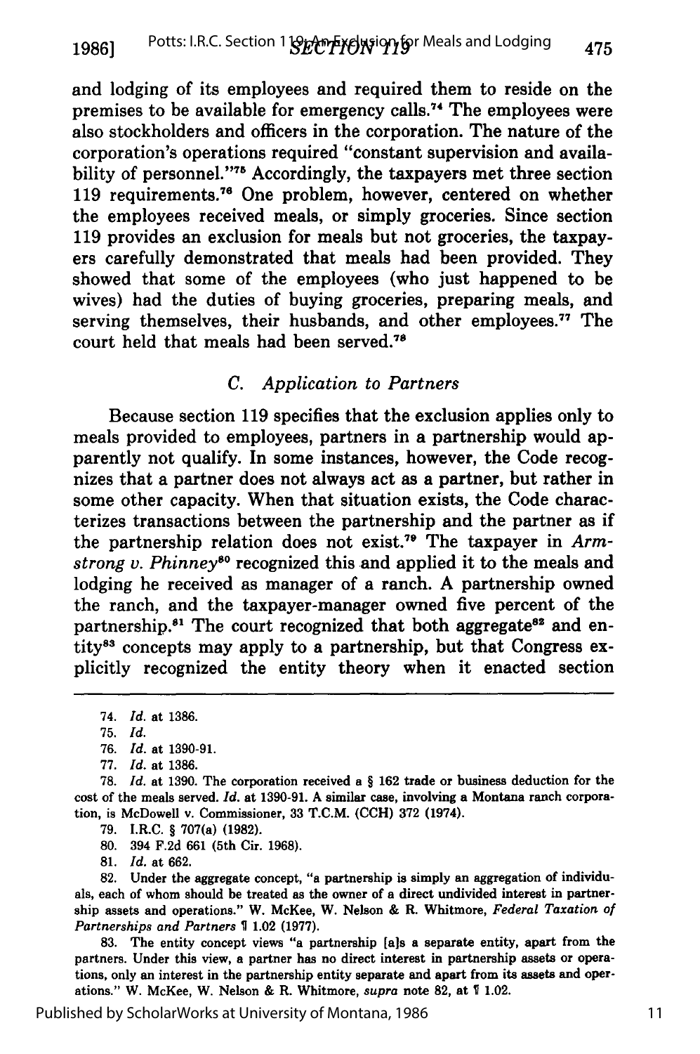and lodging of its employees and required them to reside on the premises to be available for emergency calls.[74] The employees were also stockholders and officers in the corporation. The nature of the corporation's operations required "constant supervision and availability of personnel."[75] Accordingly, the taxpayers met three section 119 requirements.[76] One problem, however, centered on whether the employees received meals, or simply groceries. Since section 119 provides an exclusion for meals but not groceries, the taxpayers carefully demonstrated that meals had been provided. They showed that some of the employees (who just happened to be wives) had the duties of buying groceries, preparing meals, and serving themselves, their husbands, and other employees.[77] The court held that meals had been served.[78]

### C. *Application to Partners*

Because section 119 specifies that the exclusion applies only to meals provided to employees, partners in a partnership would apparently not qualify. In some instances, however, the Code recognizes that a partner does not always act as a partner, but rather in some other capacity. When that situation exists, the Code characterizes transactions between the partnership and the partner as if the partnership relation does not exist.[79] The taxpayer in *Armstrong v. Phinney*[80] recognized this and applied it to the meals and lodging he received as manager of a ranch. A partnership owned the ranch, and the taxpayer-manager owned five percent of the partnership.[81] The court recognized that both aggregate[82] and entity[83] concepts may apply to a partnership, but that Congress explicitly recognized the entity theory when it enacted section

---

74. *Id.* at 1386.

75. *Id.*

76. *Id.* at 1390-91.

77. *Id.* at 1386.

78. *Id.* at 1390. The corporation received a § 162 trade or business deduction for the cost of the meals served. *Id.* at 1390-91. A similar case, involving a Montana ranch corporation, is McDowell v. Commissioner, 33 T.C.M. (CCH) 372 (1974).

79. I.R.C. § 707(a) (1982).

80. 394 F.2d 661 (5th Cir. 1968).

81. *Id.* at 662.

82. Under the aggregate concept, "a partnership is simply an aggregation of individuals, each of whom should be treated as the owner of a direct undivided interest in partnership assets and operations." W. McKee, W. Nelson & R. Whitmore, *Federal Taxation of Partnerships and Partners* ¶ 1.02 (1977).

83. The entity concept views "a partnership [a]s a separate entity, apart from the partners. Under this view, a partner has no direct interest in partnership assets or operations, only an interest in the partnership entity separate and apart from its assets and operations." W. McKee, W. Nelson & R. Whitmore, *supra* note 82, at ¶ 1.02.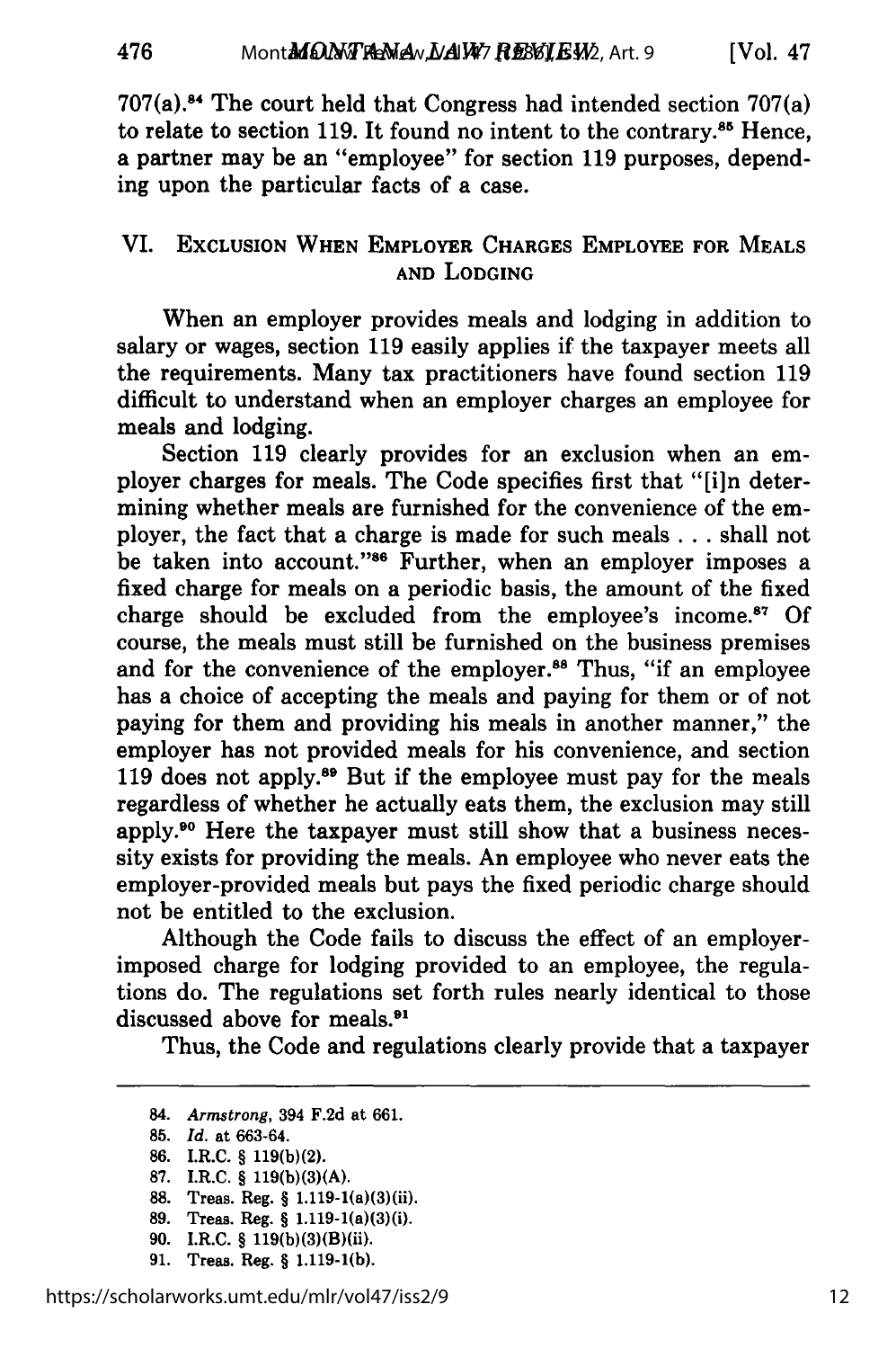707(a).[84] The court held that Congress had intended section 707(a) to relate to section 119. It found no intent to the contrary.[85] Hence, a partner may be an "employee" for section 119 purposes, depending upon the particular facts of a case.

## VI. Exclusion When Employer Charges Employee for Meals and Lodging

When an employer provides meals and lodging in addition to salary or wages, section 119 easily applies if the taxpayer meets all the requirements. Many tax practitioners have found section 119 difficult to understand when an employer charges an employee for meals and lodging.

Section 119 clearly provides for an exclusion when an employer charges for meals. The Code specifies first that "[i]n determining whether meals are furnished for the convenience of the employer, the fact that a charge is made for such meals . . . shall not be taken into account."[86] Further, when an employer imposes a fixed charge for meals on a periodic basis, the amount of the fixed charge should be excluded from the employee's income.[87] Of course, the meals must still be furnished on the business premises and for the convenience of the employer.[88] Thus, "if an employee has a choice of accepting the meals and paying for them or of not paying for them and providing his meals in another manner," the employer has not provided meals for his convenience, and section 119 does not apply.[89] But if the employee must pay for the meals regardless of whether he actually eats them, the exclusion may still apply.[90] Here the taxpayer must still show that a business necessity exists for providing the meals. An employee who never eats the employer-provided meals but pays the fixed periodic charge should not be entitled to the exclusion.

Although the Code fails to discuss the effect of an employer-imposed charge for lodging provided to an employee, the regulations do. The regulations set forth rules nearly identical to those discussed above for meals.[91]

Thus, the Code and regulations clearly provide that a taxpayer

---

84. *Armstrong*, 394 F.2d at 661.
85. *Id.* at 663-64.
86. I.R.C. § 119(b)(2).
87. I.R.C. § 119(b)(3)(A).
88. Treas. Reg. § 1.119-1(a)(3)(ii).
89. Treas. Reg. § 1.119-1(a)(3)(i).
90. I.R.C. § 119(b)(3)(B)(ii).
91. Treas. Reg. § 1.119-1(b).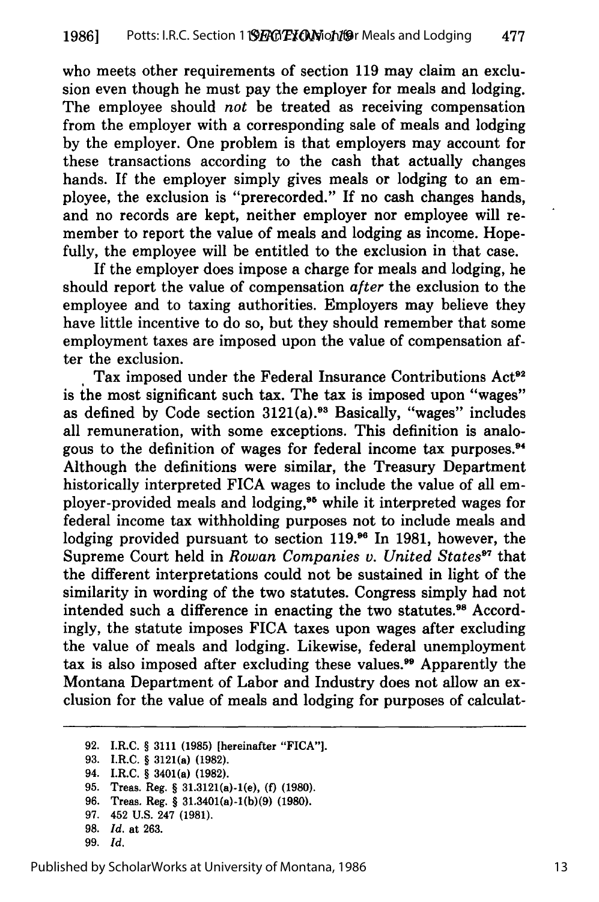who meets other requirements of section 119 may claim an exclusion even though he must pay the employer for meals and lodging. The employee should *not* be treated as receiving compensation from the employer with a corresponding sale of meals and lodging by the employer. One problem is that employers may account for these transactions according to the cash that actually changes hands. If the employer simply gives meals or lodging to an employee, the exclusion is "prerecorded." If no cash changes hands, and no records are kept, neither employer nor employee will remember to report the value of meals and lodging as income. Hopefully, the employee will be entitled to the exclusion in that case.

If the employer does impose a charge for meals and lodging, he should report the value of compensation *after* the exclusion to the employee and to taxing authorities. Employers may believe they have little incentive to do so, but they should remember that some employment taxes are imposed upon the value of compensation after the exclusion.

Tax imposed under the Federal Insurance Contributions Act[92] is the most significant such tax. The tax is imposed upon "wages" as defined by Code section 3121(a).[93] Basically, "wages" includes all remuneration, with some exceptions. This definition is analogous to the definition of wages for federal income tax purposes.[94] Although the definitions were similar, the Treasury Department historically interpreted FICA wages to include the value of all employer-provided meals and lodging,[95] while it interpreted wages for federal income tax withholding purposes not to include meals and lodging provided pursuant to section 119.[96] In 1981, however, the Supreme Court held in *Rowan Companies v. United States*[97] that the different interpretations could not be sustained in light of the similarity in wording of the two statutes. Congress simply had not intended such a difference in enacting the two statutes.[98] Accordingly, the statute imposes FICA taxes upon wages after excluding the value of meals and lodging. Likewise, federal unemployment tax is also imposed after excluding these values.[99] Apparently the Montana Department of Labor and Industry does not allow an exclusion for the value of meals and lodging for purposes of calculat-

---

92. I.R.C. § 3111 (1985) [hereinafter "FICA"].

93. I.R.C. § 3121(a) (1982).

94. I.R.C. § 3401(a) (1982).

95. Treas. Reg. § 31.3121(a)-1(e), (f) (1980).

96. Treas. Reg. § 31.3401(a)-1(b)(9) (1980).

97. 452 U.S. 247 (1981).

98. *Id.* at 263.

99. *Id.*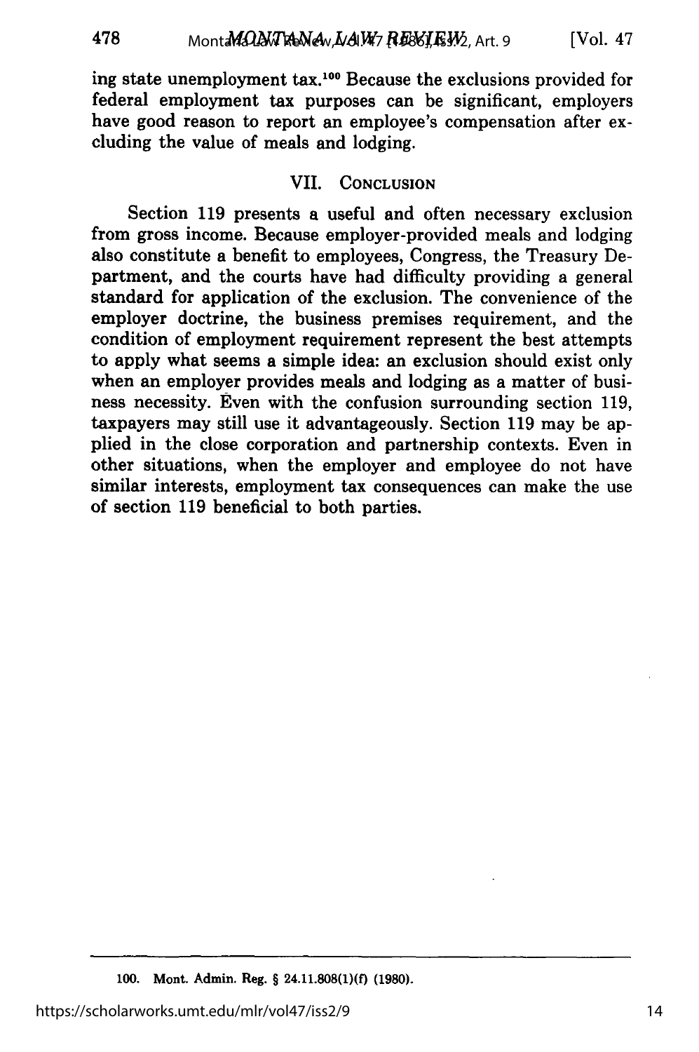ing state unemployment tax.[100] Because the exclusions provided for federal employment tax purposes can be significant, employers have good reason to report an employee's compensation after excluding the value of meals and lodging.

## VII. Conclusion

Section 119 presents a useful and often necessary exclusion from gross income. Because employer-provided meals and lodging also constitute a benefit to employees, Congress, the Treasury Department, and the courts have had difficulty providing a general standard for application of the exclusion. The convenience of the employer doctrine, the business premises requirement, and the condition of employment requirement represent the best attempts to apply what seems a simple idea: an exclusion should exist only when an employer provides meals and lodging as a matter of business necessity. Even with the confusion surrounding section 119, taxpayers may still use it advantageously. Section 119 may be applied in the close corporation and partnership contexts. Even in other situations, when the employer and employee do not have similar interests, employment tax consequences can make the use of section 119 beneficial to both parties.

---

100. Mont. Admin. Reg. § 24.11.808(1)(f) (1980).